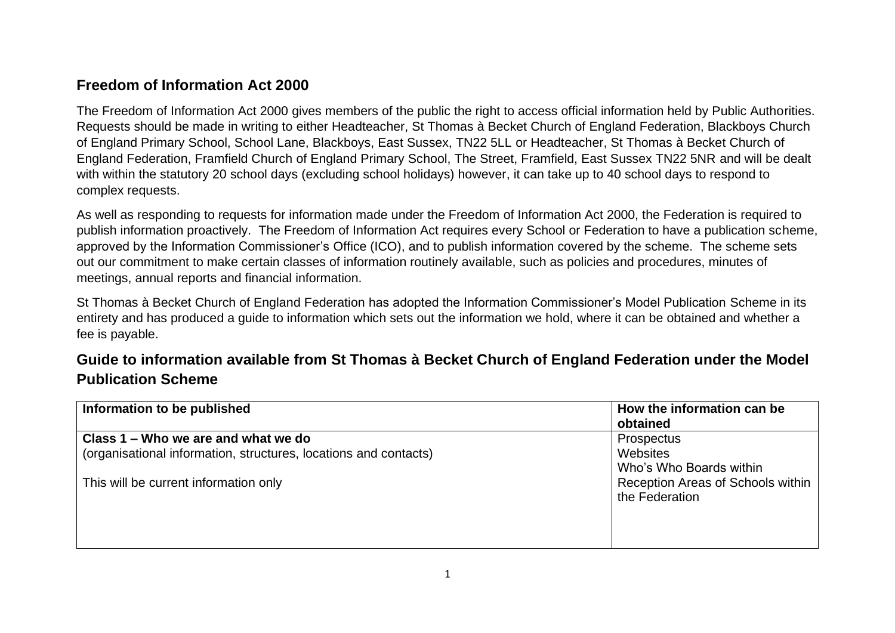## Freedom of Information Act 2000

The Freedom of Information Act 2000 gives members of the public the right to access official information held by Public Authorities. Requests should be made in writing to either Headteacher, St Thomas à Becket Church of England Federation, Blackboys Church of England Primary School, School Lane, Blackboys, East Sussex, TN22 5LL or Headteacher, St Thomas à Becket Church of England Federation, Framfield Church of England Primary School, The Street, Framfield, East Sussex TN22 5NR and will be dealt with within the statutory 20 school days (excluding school holidays) however, it can take up to 40 school days to respond to complex requests.

As well as responding to requests for information made under the Freedom of Information Act 2000, the Federation is required to publish information proactively. The Freedom of Information Act requires every School or Federation to have a publication scheme, approved by the Information Commissioner's Office (ICO), and to publish information covered by the scheme. The scheme sets out our commitment to make certain classes of information routinely available, such as policies and procedures, minutes of meetings, annual reports and financial information.

St Thomas à Becket Church of England Federation has adopted the Information Commissioner's Model Publication Scheme in its entirety and has produced a guide to information which sets out the information we hold, where it can be obtained and whether a fee is payable.

## Guide to information available from St Thomas à Becket Church of England Federation under the Model Publication Scheme

| Information to be published | How the information can be obtained |
|---|---|
| **Class 1 – Who we are and what we do**<br>(organisational information, structures, locations and contacts)<br><br>This will be current information only | Prospectus<br>Websites<br>Who's Who Boards within Reception Areas of Schools within the Federation |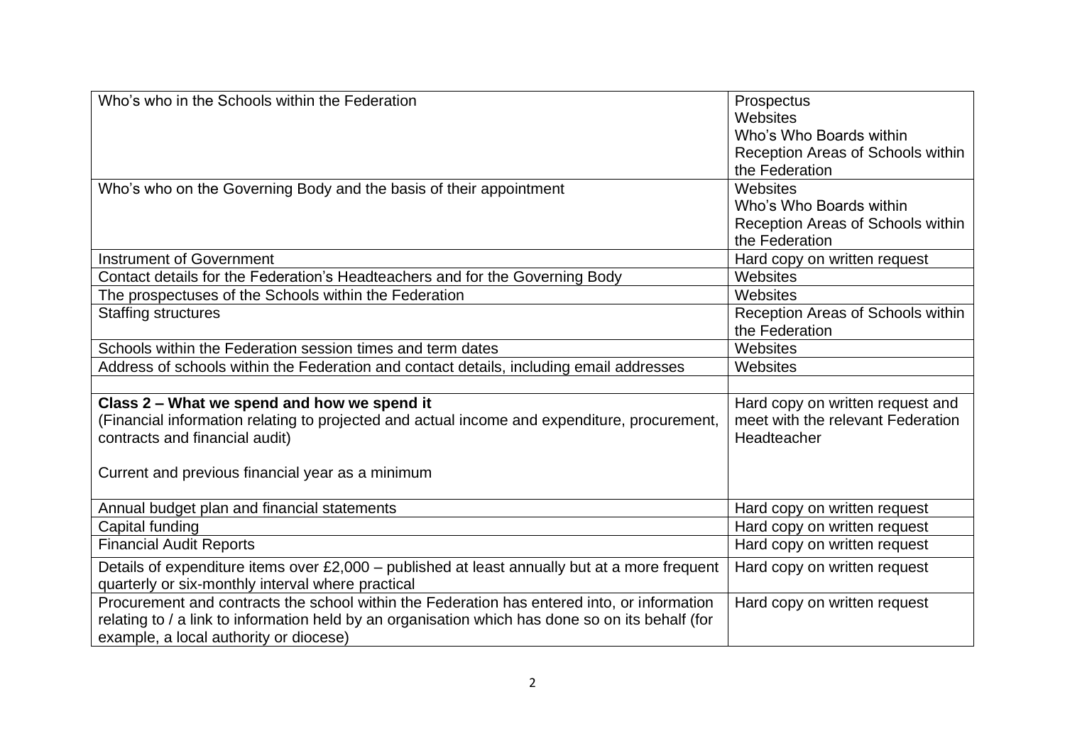| | |
|---|---|
| Who's who in the Schools within the Federation | Prospectus<br>Websites<br>Who's Who Boards within Reception Areas of Schools within the Federation |
| Who's who on the Governing Body and the basis of their appointment | Websites<br>Who's Who Boards within Reception Areas of Schools within the Federation |
| Instrument of Government | Hard copy on written request |
| Contact details for the Federation's Headteachers and for the Governing Body | Websites |
| The prospectuses of the Schools within the Federation | Websites |
| Staffing structures | Reception Areas of Schools within the Federation |
| Schools within the Federation session times and term dates | Websites |
| Address of schools within the Federation and contact details, including email addresses | Websites |
| | |
| **Class 2 – What we spend and how we spend it**<br>(Financial information relating to projected and actual income and expenditure, procurement, contracts and financial audit)<br><br>Current and previous financial year as a minimum | Hard copy on written request and meet with the relevant Federation Headteacher |
| Annual budget plan and financial statements | Hard copy on written request |
| Capital funding | Hard copy on written request |
| Financial Audit Reports | Hard copy on written request |
| Details of expenditure items over £2,000 – published at least annually but at a more frequent quarterly or six-monthly interval where practical | Hard copy on written request |
| Procurement and contracts the school within the Federation has entered into, or information relating to / a link to information held by an organisation which has done so on its behalf (for example, a local authority or diocese) | Hard copy on written request |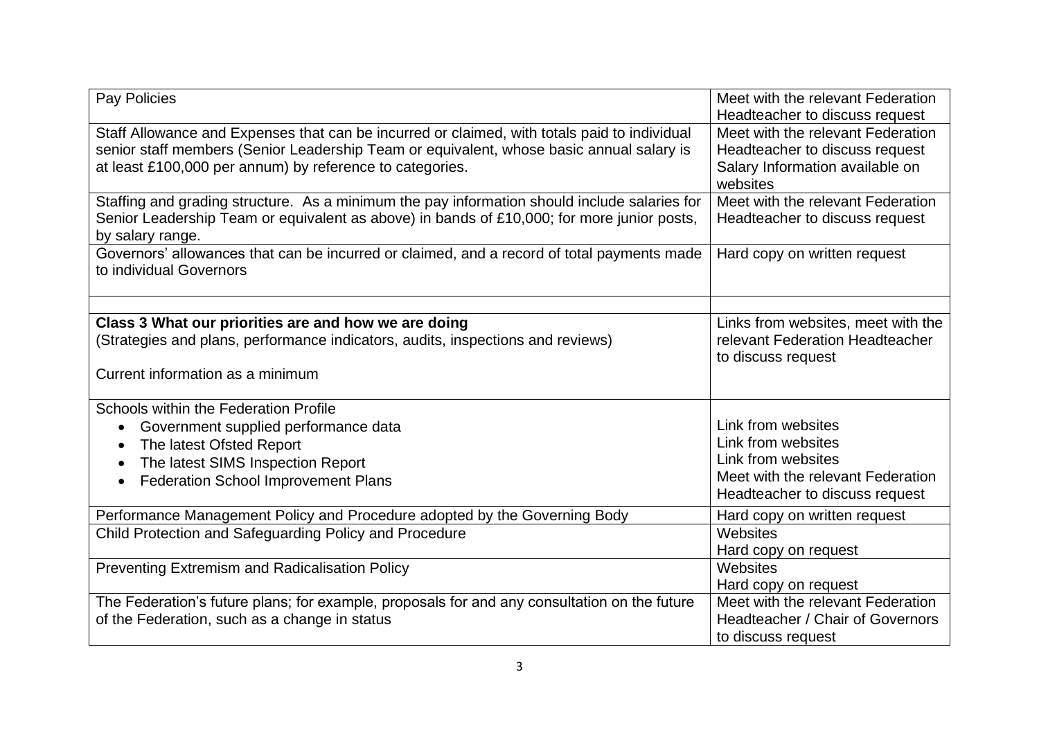| | |
|---|---|
| Pay Policies | Meet with the relevant Federation Headteacher to discuss request |
| Staff Allowance and Expenses that can be incurred or claimed, with totals paid to individual senior staff members (Senior Leadership Team or equivalent, whose basic annual salary is at least £100,000 per annum) by reference to categories. | Meet with the relevant Federation Headteacher to discuss request<br>Salary Information available on websites |
| Staffing and grading structure. As a minimum the pay information should include salaries for Senior Leadership Team or equivalent as above) in bands of £10,000; for more junior posts, by salary range. | Meet with the relevant Federation Headteacher to discuss request |
| Governors' allowances that can be incurred or claimed, and a record of total payments made to individual Governors | Hard copy on written request |
| | |
| **Class 3 What our priorities are and how we are doing**<br>(Strategies and plans, performance indicators, audits, inspections and reviews)<br><br>Current information as a minimum | Links from websites, meet with the relevant Federation Headteacher to discuss request |
| Schools within the Federation Profile<br>• Government supplied performance data<br>• The latest Ofsted Report<br>• The latest SIMS Inspection Report<br>• Federation School Improvement Plans | <br>Link from websites<br>Link from websites<br>Link from websites<br>Meet with the relevant Federation Headteacher to discuss request |
| Performance Management Policy and Procedure adopted by the Governing Body | Hard copy on written request |
| Child Protection and Safeguarding Policy and Procedure | Websites<br>Hard copy on request |
| Preventing Extremism and Radicalisation Policy | Websites<br>Hard copy on request |
| The Federation's future plans; for example, proposals for and any consultation on the future of the Federation, such as a change in status | Meet with the relevant Federation Headteacher / Chair of Governors to discuss request |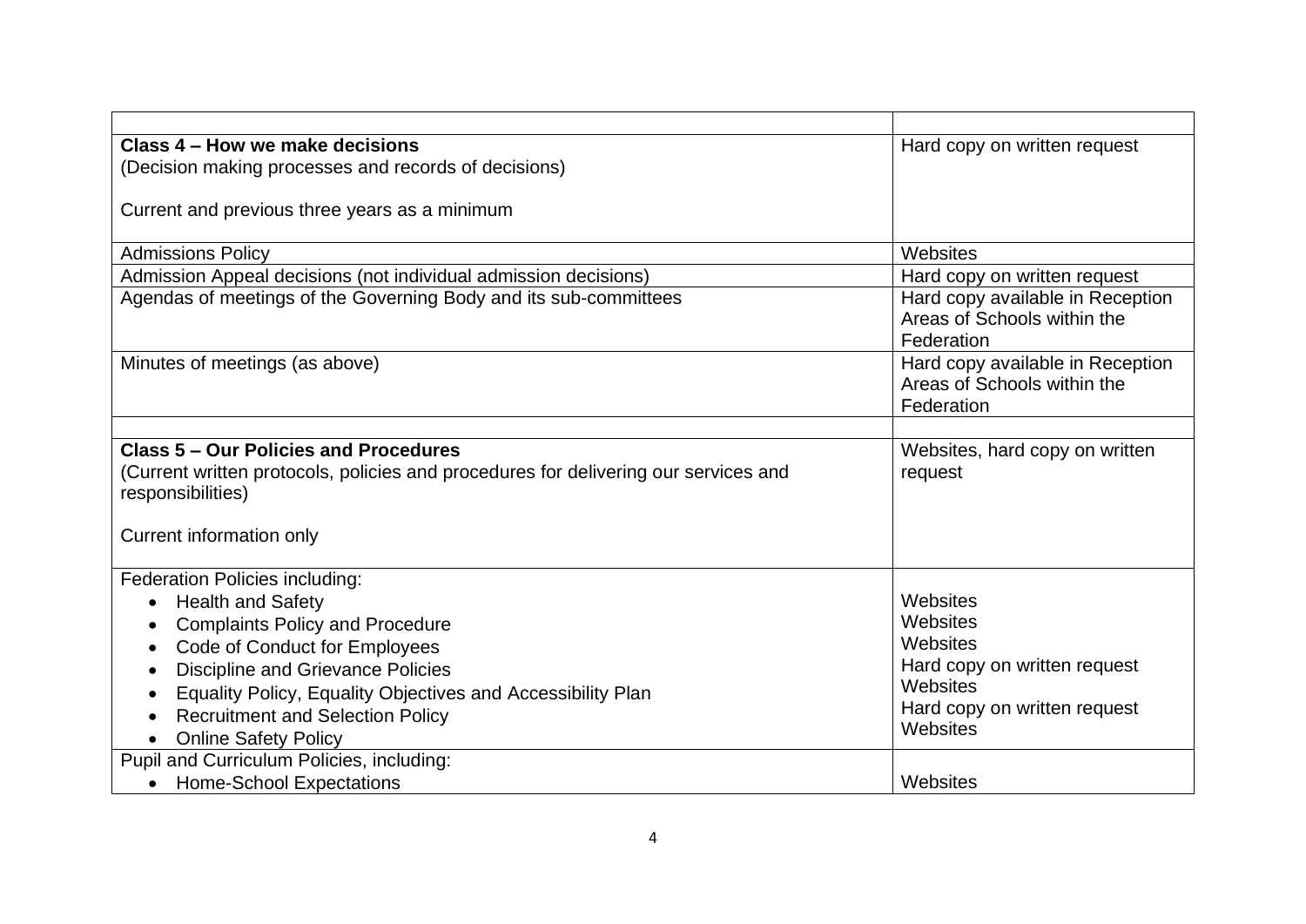| | |
|---|---|
| **Class 4 – How we make decisions**<br>(Decision making processes and records of decisions)<br><br>Current and previous three years as a minimum | Hard copy on written request |
| Admissions Policy | Websites |
| Admission Appeal decisions (not individual admission decisions) | Hard copy on written request |
| Agendas of meetings of the Governing Body and its sub-committees | Hard copy available in Reception Areas of Schools within the Federation |
| Minutes of meetings (as above) | Hard copy available in Reception Areas of Schools within the Federation |
| | |
| **Class 5 – Our Policies and Procedures**<br>(Current written protocols, policies and procedures for delivering our services and responsibilities)<br><br>Current information only | Websites, hard copy on written request |
| Federation Policies including:<br>• Health and Safety<br>• Complaints Policy and Procedure<br>• Code of Conduct for Employees<br>• Discipline and Grievance Policies<br>• Equality Policy, Equality Objectives and Accessibility Plan<br>• Recruitment and Selection Policy<br>• Online Safety Policy | <br>Websites<br>Websites<br>Websites<br>Hard copy on written request<br>Websites<br>Hard copy on written request<br>Websites |
| Pupil and Curriculum Policies, including:<br>• Home-School Expectations | <br>Websites |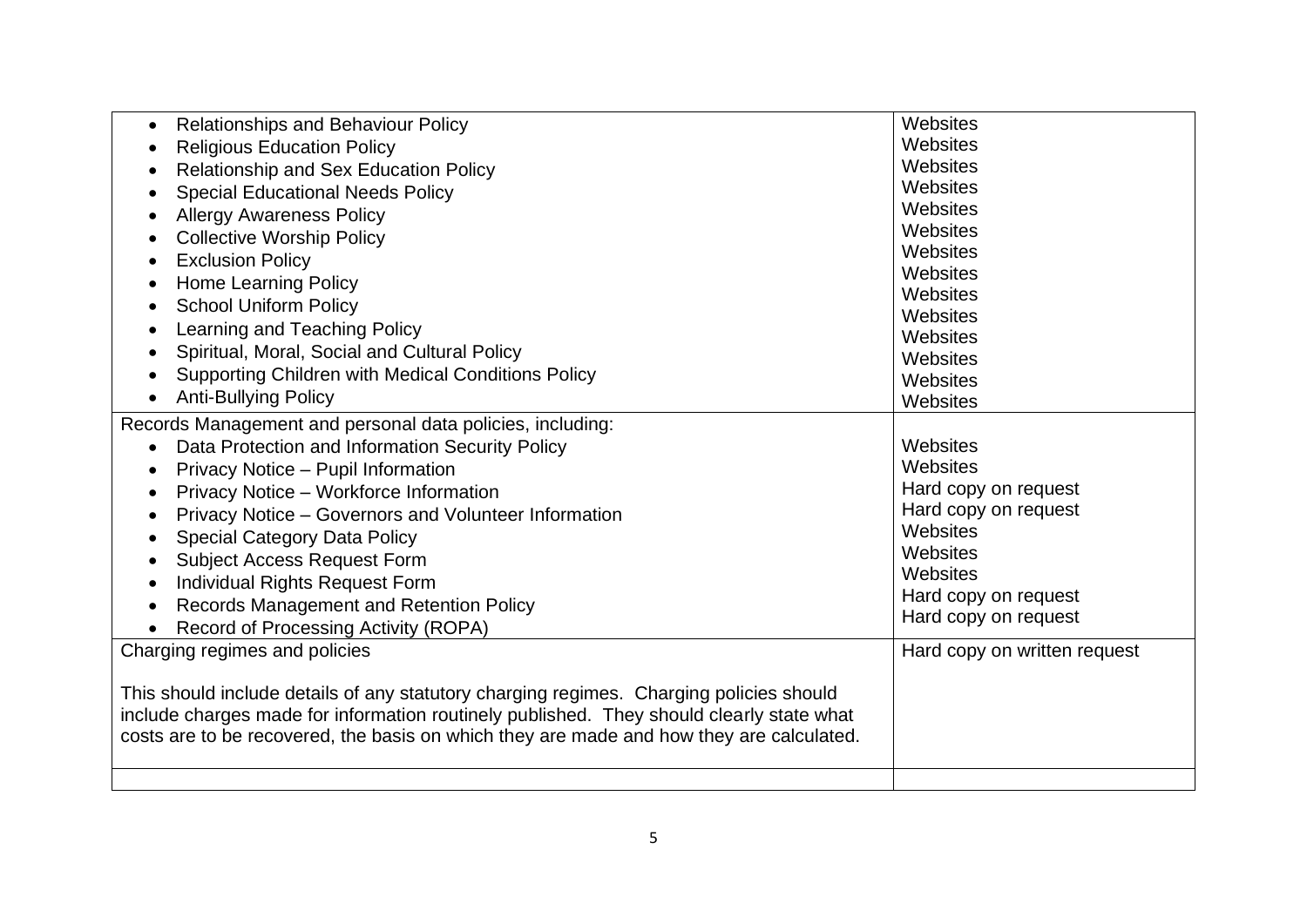| | |
|---|---|
| • Relationships and Behaviour Policy<br>• Religious Education Policy<br>• Relationship and Sex Education Policy<br>• Special Educational Needs Policy<br>• Allergy Awareness Policy<br>• Collective Worship Policy<br>• Exclusion Policy<br>• Home Learning Policy<br>• School Uniform Policy<br>• Learning and Teaching Policy<br>• Spiritual, Moral, Social and Cultural Policy<br>• Supporting Children with Medical Conditions Policy<br>• Anti-Bullying Policy | Websites<br>Websites<br>Websites<br>Websites<br>Websites<br>Websites<br>Websites<br>Websites<br>Websites<br>Websites<br>Websites<br>Websites<br>Websites<br>Websites |
| Records Management and personal data policies, including:<br>• Data Protection and Information Security Policy<br>• Privacy Notice – Pupil Information<br>• Privacy Notice – Workforce Information<br>• Privacy Notice – Governors and Volunteer Information<br>• Special Category Data Policy<br>• Subject Access Request Form<br>• Individual Rights Request Form<br>• Records Management and Retention Policy<br>• Record of Processing Activity (ROPA) | <br>Websites<br>Websites<br>Hard copy on request<br>Hard copy on request<br>Websites<br>Websites<br>Websites<br>Hard copy on request<br>Hard copy on request |
| Charging regimes and policies<br><br>This should include details of any statutory charging regimes. Charging policies should include charges made for information routinely published. They should clearly state what costs are to be recovered, the basis on which they are made and how they are calculated. | Hard copy on written request |
| | |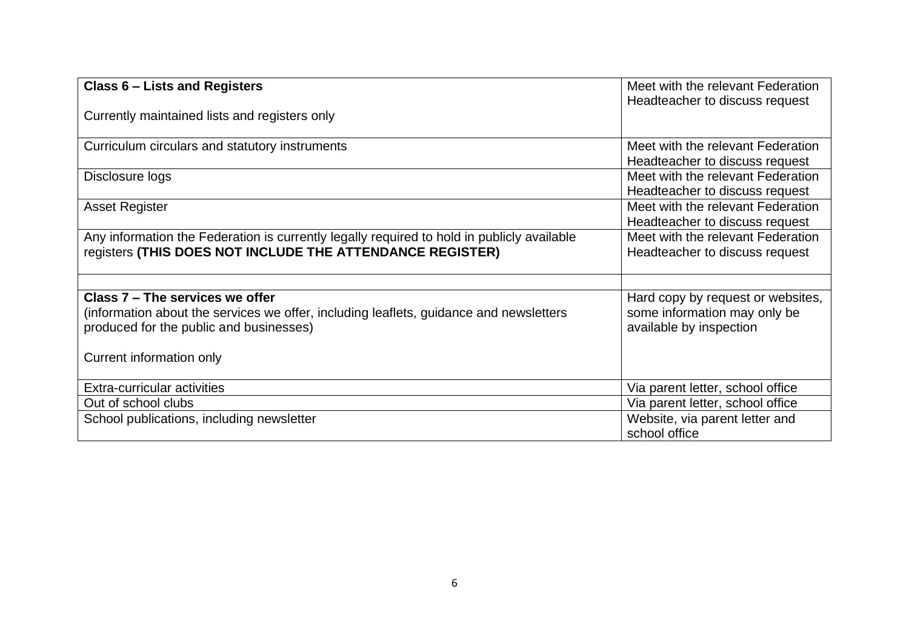| **Class 6 – Lists and Registers**<br><br>Currently maintained lists and registers only | Meet with the relevant Federation Headteacher to discuss request |
|---|---|
| Curriculum circulars and statutory instruments | Meet with the relevant Federation Headteacher to discuss request |
| Disclosure logs | Meet with the relevant Federation Headteacher to discuss request |
| Asset Register | Meet with the relevant Federation Headteacher to discuss request |
| Any information the Federation is currently legally required to hold in publicly available registers **(THIS DOES NOT INCLUDE THE ATTENDANCE REGISTER)** | Meet with the relevant Federation Headteacher to discuss request |
| | |
| **Class 7 – The services we offer**<br>(information about the services we offer, including leaflets, guidance and newsletters produced for the public and businesses)<br><br>Current information only | Hard copy by request or websites, some information may only be available by inspection |
| Extra-curricular activities | Via parent letter, school office |
| Out of school clubs | Via parent letter, school office |
| School publications, including newsletter | Website, via parent letter and school office |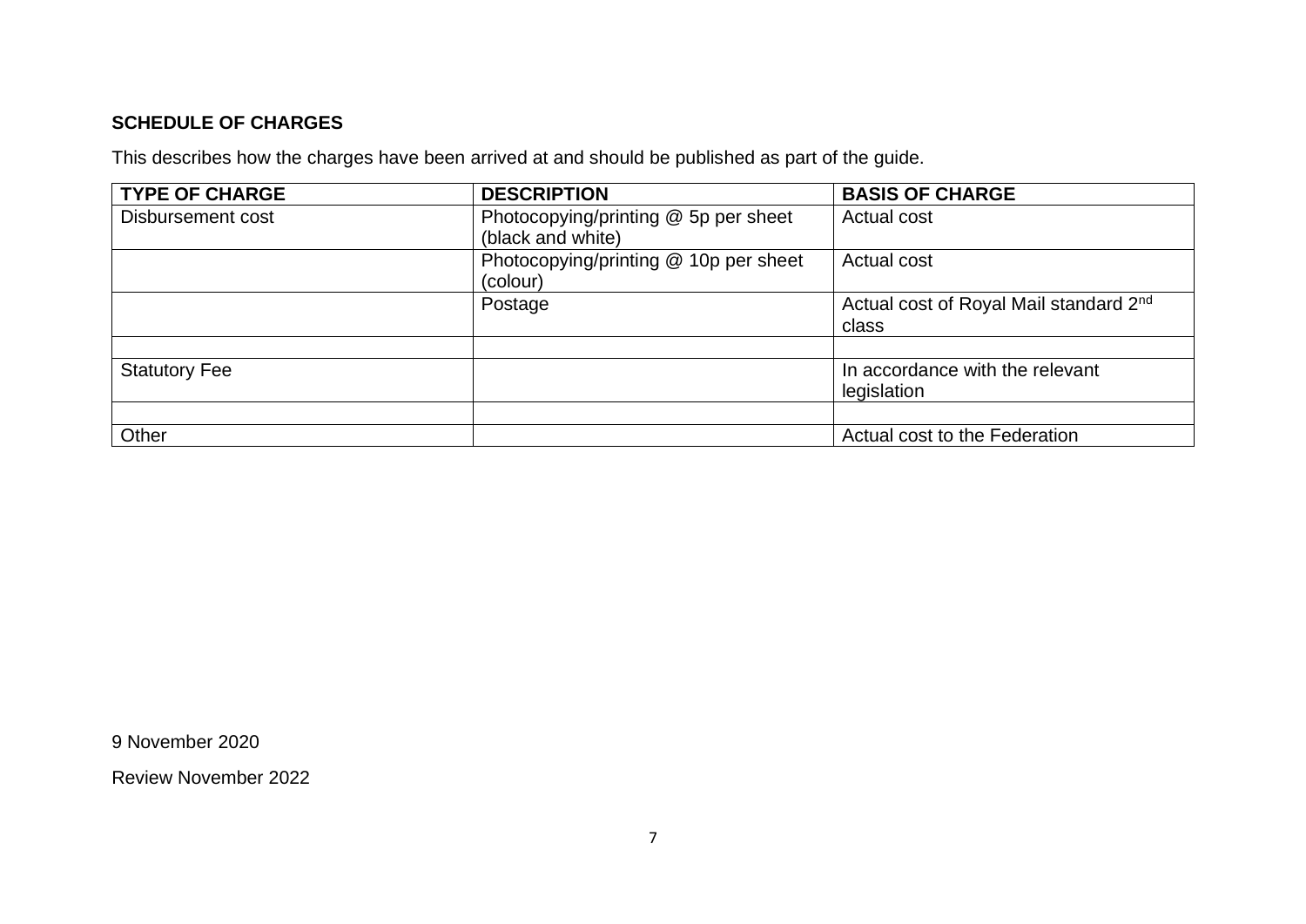**SCHEDULE OF CHARGES**

This describes how the charges have been arrived at and should be published as part of the guide.

| TYPE OF CHARGE | DESCRIPTION | BASIS OF CHARGE |
|---|---|---|
| Disbursement cost | Photocopying/printing @ 5p per sheet (black and white) | Actual cost |
| | Photocopying/printing @ 10p per sheet (colour) | Actual cost |
| | Postage | Actual cost of Royal Mail standard 2nd class |
| | | |
| Statutory Fee | | In accordance with the relevant legislation |
| | | |
| Other | | Actual cost to the Federation |

9 November 2020

Review November 2022